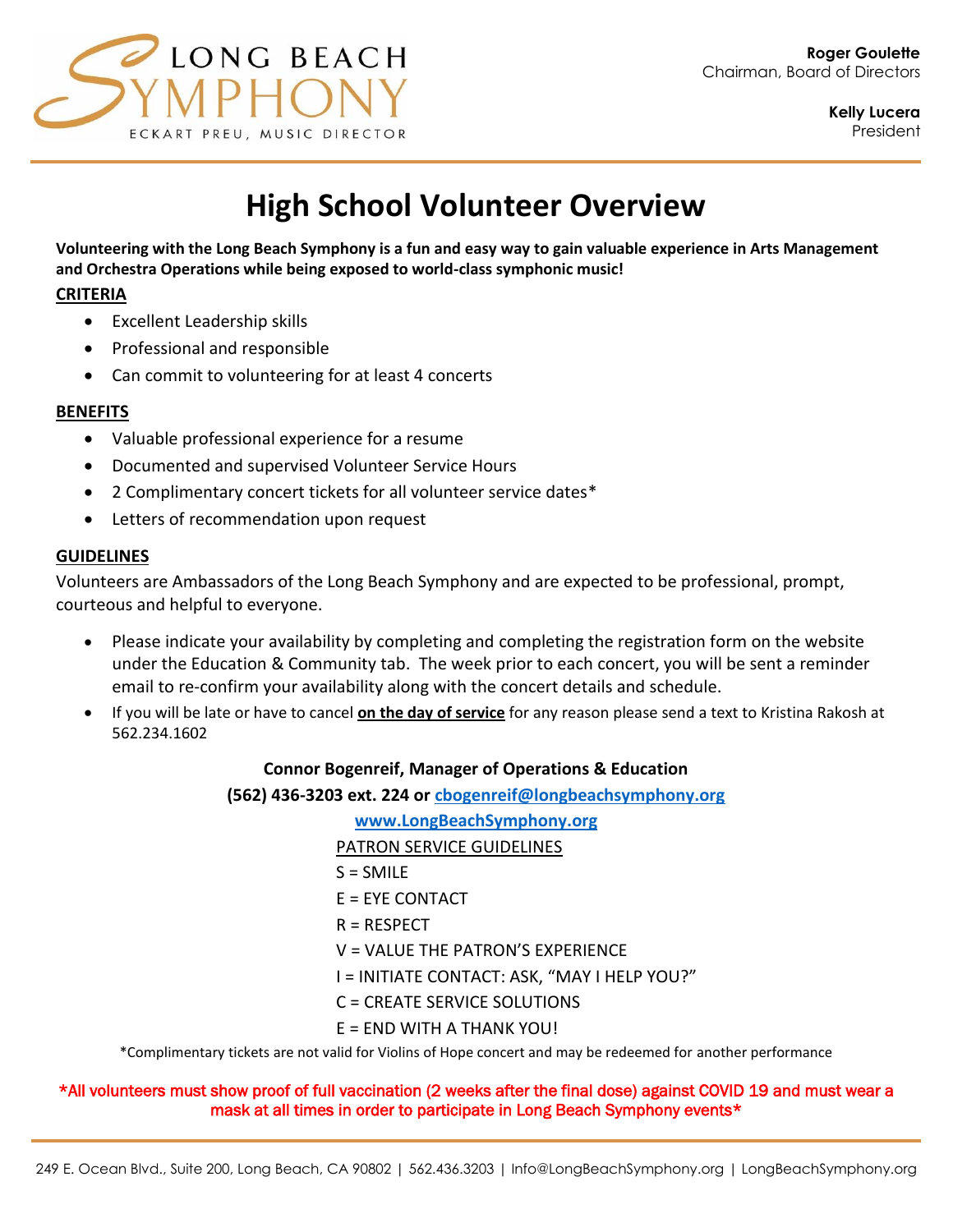LONG BEACH SYMPHONY

ECKART PREU, MUSIC DIRECTOR

**Roger Goulette**
Chairman, Board of Directors

**Kelly Lucera**
President

# High School Volunteer Overview

**Volunteering with the Long Beach Symphony is a fun and easy way to gain valuable experience in Arts Management and Orchestra Operations while being exposed to world-class symphonic music!**

**CRITERIA**

- Excellent Leadership skills
- Professional and responsible
- Can commit to volunteering for at least 4 concerts

**BENEFITS**

- Valuable professional experience for a resume
- Documented and supervised Volunteer Service Hours
- 2 Complimentary concert tickets for all volunteer service dates*
- Letters of recommendation upon request

**GUIDELINES**

Volunteers are Ambassadors of the Long Beach Symphony and are expected to be professional, prompt, courteous and helpful to everyone.

- Please indicate your availability by completing and completing the registration form on the website under the Education & Community tab. The week prior to each concert, you will be sent a reminder email to re-confirm your availability along with the concert details and schedule.
- If you will be late or have to cancel **on the day of service** for any reason please send a text to Kristina Rakosh at 562.234.1602

**Connor Bogenreif, Manager of Operations & Education**

**(562) 436-3203 ext. 224 or cbogenreif@longbeachsymphony.org**

**www.LongBeachSymphony.org**

PATRON SERVICE GUIDELINES

S = SMILE

E = EYE CONTACT

R = RESPECT

V = VALUE THE PATRON'S EXPERIENCE

I = INITIATE CONTACT: ASK, "MAY I HELP YOU?"

C = CREATE SERVICE SOLUTIONS

E = END WITH A THANK YOU!

*Complimentary tickets are not valid for Violins of Hope concert and may be redeemed for another performance

*All volunteers must show proof of full vaccination (2 weeks after the final dose) against COVID 19 and must wear a mask at all times in order to participate in Long Beach Symphony events*

249 E. Ocean Blvd., Suite 200, Long Beach, CA 90802 | 562.436.3203 | Info@LongBeachSymphony.org | LongBeachSymphony.org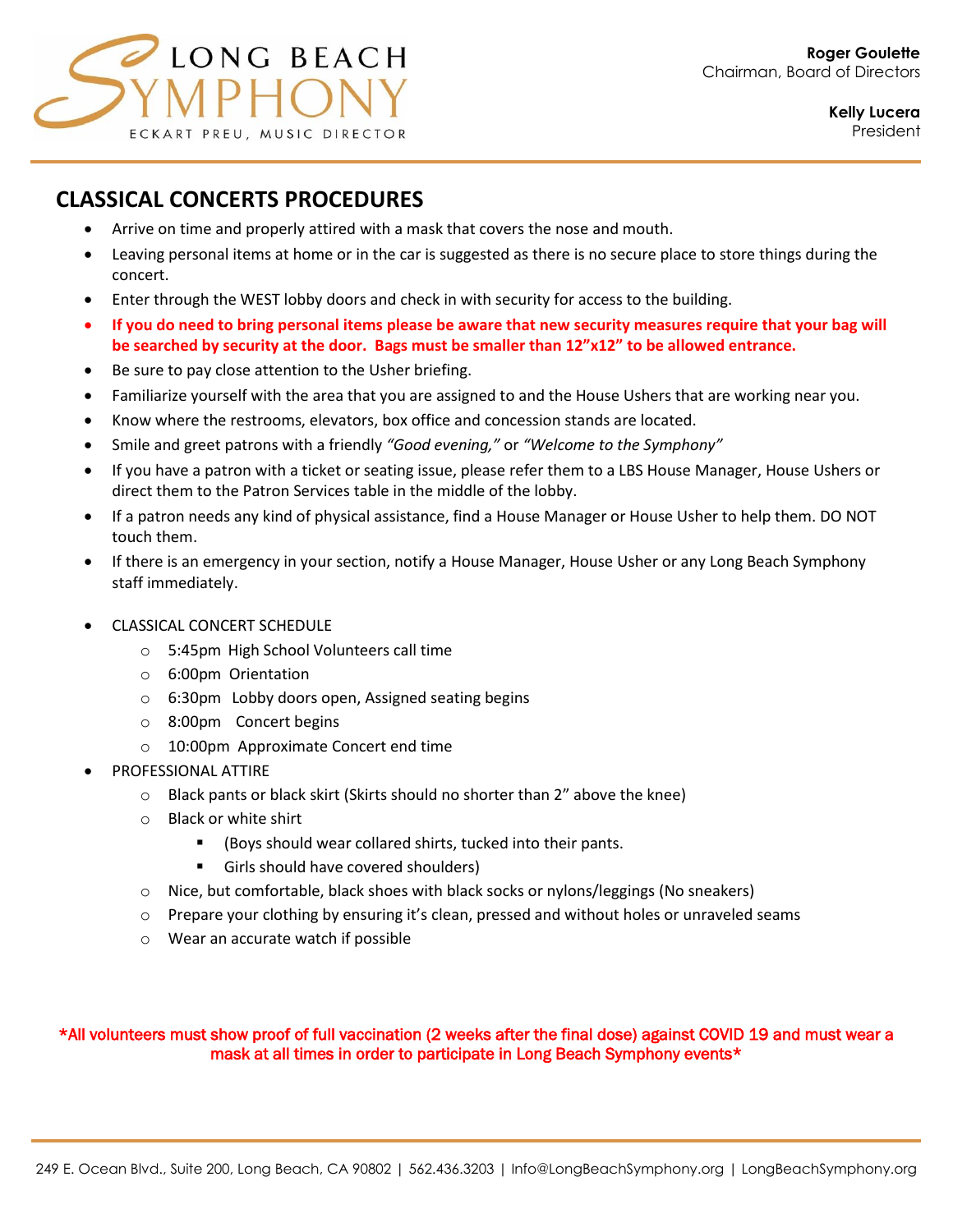LONG BEACH SYMPHONY
ECKART PREU, MUSIC DIRECTOR

**Roger Goulette**
Chairman, Board of Directors

**Kelly Lucera**
President

## CLASSICAL CONCERTS PROCEDURES

- Arrive on time and properly attired with a mask that covers the nose and mouth.
- Leaving personal items at home or in the car is suggested as there is no secure place to store things during the concert.
- Enter through the WEST lobby doors and check in with security for access to the building.
- **If you do need to bring personal items please be aware that new security measures require that your bag will be searched by security at the door. Bags must be smaller than 12"x12" to be allowed entrance.**
- Be sure to pay close attention to the Usher briefing.
- Familiarize yourself with the area that you are assigned to and the House Ushers that are working near you.
- Know where the restrooms, elevators, box office and concession stands are located.
- Smile and greet patrons with a friendly *"Good evening,"* or *"Welcome to the Symphony"*
- If you have a patron with a ticket or seating issue, please refer them to a LBS House Manager, House Ushers or direct them to the Patron Services table in the middle of the lobby.
- If a patron needs any kind of physical assistance, find a House Manager or House Usher to help them. DO NOT touch them.
- If there is an emergency in your section, notify a House Manager, House Usher or any Long Beach Symphony staff immediately.

- CLASSICAL CONCERT SCHEDULE
  - 5:45pm High School Volunteers call time
  - 6:00pm Orientation
  - 6:30pm Lobby doors open, Assigned seating begins
  - 8:00pm Concert begins
  - 10:00pm Approximate Concert end time
- PROFESSIONAL ATTIRE
  - Black pants or black skirt (Skirts should no shorter than 2" above the knee)
  - Black or white shirt
    - (Boys should wear collared shirts, tucked into their pants.
    - Girls should have covered shoulders)
  - Nice, but comfortable, black shoes with black socks or nylons/leggings (No sneakers)
  - Prepare your clothing by ensuring it's clean, pressed and without holes or unraveled seams
  - Wear an accurate watch if possible

*All volunteers must show proof of full vaccination (2 weeks after the final dose) against COVID 19 and must wear a mask at all times in order to participate in Long Beach Symphony events*

249 E. Ocean Blvd., Suite 200, Long Beach, CA 90802 | 562.436.3203 | Info@LongBeachSymphony.org | LongBeachSymphony.org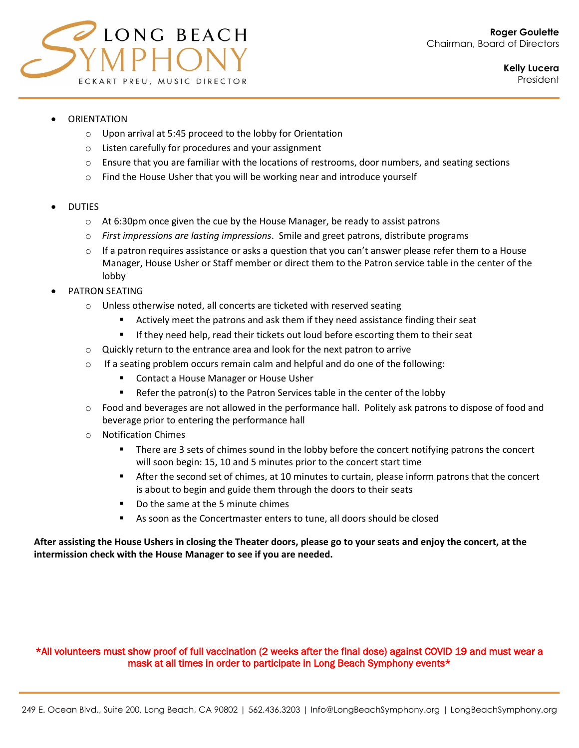- ORIENTATION
  - Upon arrival at 5:45 proceed to the lobby for Orientation
  - Listen carefully for procedures and your assignment
  - Ensure that you are familiar with the locations of restrooms, door numbers, and seating sections
  - Find the House Usher that you will be working near and introduce yourself

- DUTIES
  - At 6:30pm once given the cue by the House Manager, be ready to assist patrons
  - *First impressions are lasting impressions*. Smile and greet patrons, distribute programs
  - If a patron requires assistance or asks a question that you can't answer please refer them to a House Manager, House Usher or Staff member or direct them to the Patron service table in the center of the lobby
- PATRON SEATING
  - Unless otherwise noted, all concerts are ticketed with reserved seating
    - Actively meet the patrons and ask them if they need assistance finding their seat
    - If they need help, read their tickets out loud before escorting them to their seat
  - Quickly return to the entrance area and look for the next patron to arrive
  - If a seating problem occurs remain calm and helpful and do one of the following:
    - Contact a House Manager or House Usher
    - Refer the patron(s) to the Patron Services table in the center of the lobby
  - Food and beverages are not allowed in the performance hall. Politely ask patrons to dispose of food and beverage prior to entering the performance hall
  - Notification Chimes
    - There are 3 sets of chimes sound in the lobby before the concert notifying patrons the concert will soon begin: 15, 10 and 5 minutes prior to the concert start time
    - After the second set of chimes, at 10 minutes to curtain, please inform patrons that the concert is about to begin and guide them through the doors to their seats
    - Do the same at the 5 minute chimes
    - As soon as the Concertmaster enters to tune, all doors should be closed

**After assisting the House Ushers in closing the Theater doors, please go to your seats and enjoy the concert, at the intermission check with the House Manager to see if you are needed.**

**\*All volunteers must show proof of full vaccination (2 weeks after the final dose) against COVID 19 and must wear a mask at all times in order to participate in Long Beach Symphony events\***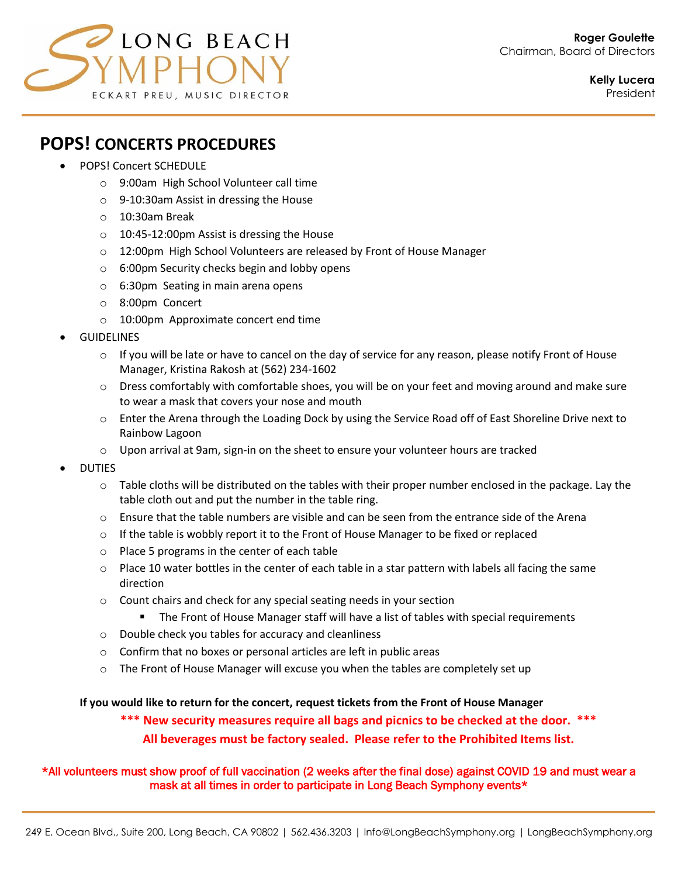LONG BEACH SYMPHONY
ECKART PREU, MUSIC DIRECTOR

**Roger Goulette**
Chairman, Board of Directors

**Kelly Lucera**
President

# POPS! CONCERTS PROCEDURES

- POPS! Concert SCHEDULE
  - 9:00am High School Volunteer call time
  - 9-10:30am Assist in dressing the House
  - 10:30am Break
  - 10:45-12:00pm Assist is dressing the House
  - 12:00pm High School Volunteers are released by Front of House Manager
  - 6:00pm Security checks begin and lobby opens
  - 6:30pm Seating in main arena opens
  - 8:00pm Concert
  - 10:00pm Approximate concert end time
- GUIDELINES
  - If you will be late or have to cancel on the day of service for any reason, please notify Front of House Manager, Kristina Rakosh at (562) 234-1602
  - Dress comfortably with comfortable shoes, you will be on your feet and moving around and make sure to wear a mask that covers your nose and mouth
  - Enter the Arena through the Loading Dock by using the Service Road off of East Shoreline Drive next to Rainbow Lagoon
  - Upon arrival at 9am, sign-in on the sheet to ensure your volunteer hours are tracked
- DUTIES
  - Table cloths will be distributed on the tables with their proper number enclosed in the package. Lay the table cloth out and put the number in the table ring.
  - Ensure that the table numbers are visible and can be seen from the entrance side of the Arena
  - If the table is wobbly report it to the Front of House Manager to be fixed or replaced
  - Place 5 programs in the center of each table
  - Place 10 water bottles in the center of each table in a star pattern with labels all facing the same direction
  - Count chairs and check for any special seating needs in your section
    - The Front of House Manager staff will have a list of tables with special requirements
  - Double check you tables for accuracy and cleanliness
  - Confirm that no boxes or personal articles are left in public areas
  - The Front of House Manager will excuse you when the tables are completely set up

**If you would like to return for the concert, request tickets from the Front of House Manager**

**\*\*\* New security measures require all bags and picnics to be checked at the door. \*\*\***

**All beverages must be factory sealed. Please refer to the Prohibited Items list.**

\*All volunteers must show proof of full vaccination (2 weeks after the final dose) against COVID 19 and must wear a mask at all times in order to participate in Long Beach Symphony events\*

249 E. Ocean Blvd., Suite 200, Long Beach, CA 90802 | 562.436.3203 | Info@LongBeachSymphony.org | LongBeachSymphony.org